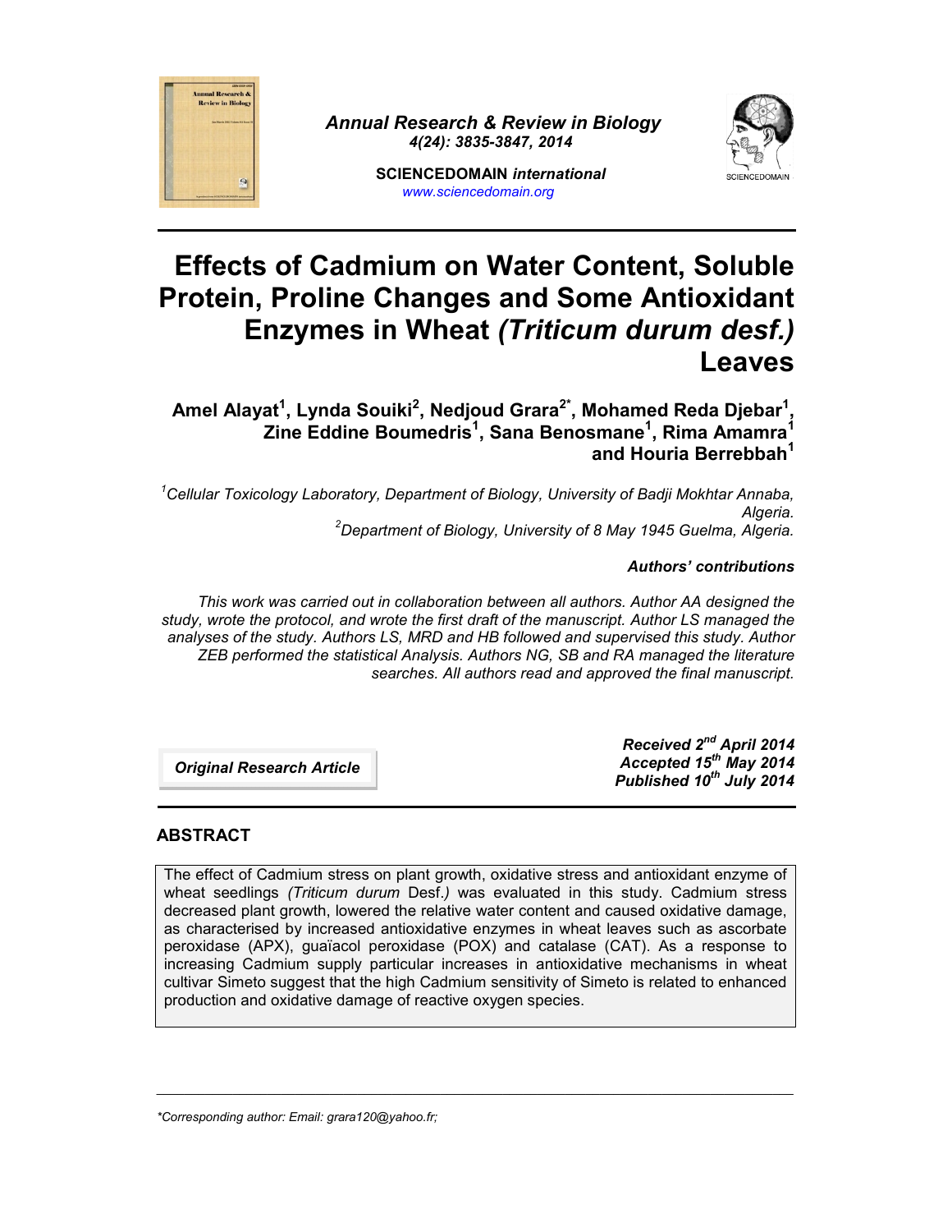*Annual Research & Review in Biology*
*4(24): 3835-3847, 2014*

**SCIENCEDOMAIN *international***
*www.sciencedomain.org*

# Effects of Cadmium on Water Content, Soluble Protein, Proline Changes and Some Antioxidant Enzymes in Wheat *(Triticum durum desf.)* Leaves

**Amel Alayat[1], Lynda Souiki[2], Nedjoud Grara[2*], Mohamed Reda Djebar[1], Zine Eddine Boumedris[1], Sana Benosmane[1], Rima Amamra[1] and Houria Berrebbah[1]**

*[1]Cellular Toxicology Laboratory, Department of Biology, University of Badji Mokhtar Annaba, Algeria.*
*[2]Department of Biology, University of 8 May 1945 Guelma, Algeria.*

***Authors' contributions***

*This work was carried out in collaboration between all authors. Author AA designed the study, wrote the protocol, and wrote the first draft of the manuscript. Author LS managed the analyses of the study. Authors LS, MRD and HB followed and supervised this study. Author ZEB performed the statistical Analysis. Authors NG, SB and RA managed the literature searches. All authors read and approved the final manuscript.*

***Original Research Article***

***Received 2nd April 2014***
***Accepted 15th May 2014***
***Published 10th July 2014***

## ABSTRACT

The effect of Cadmium stress on plant growth, oxidative stress and antioxidant enzyme of wheat seedlings *(Triticum durum* Desf.*)* was evaluated in this study. Cadmium stress decreased plant growth, lowered the relative water content and caused oxidative damage, as characterised by increased antioxidative enzymes in wheat leaves such as ascorbate peroxidase (APX), guaïacol peroxidase (POX) and catalase (CAT). As a response to increasing Cadmium supply particular increases in antioxidative mechanisms in wheat cultivar Simeto suggest that the high Cadmium sensitivity of Simeto is related to enhanced production and oxidative damage of reactive oxygen species.

*\*Corresponding author: Email: grara120@yahoo.fr;*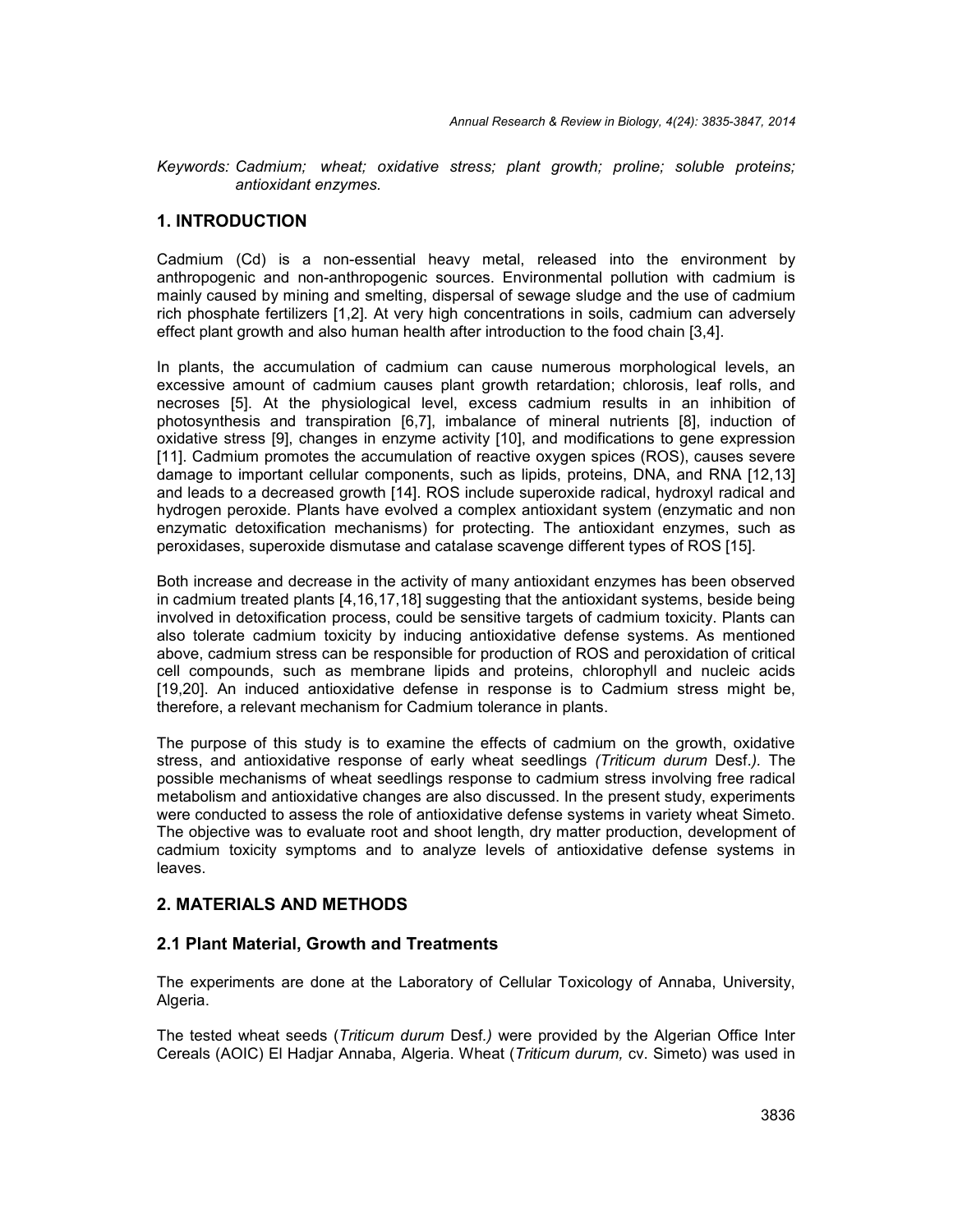*Keywords: Cadmium; wheat; oxidative stress; plant growth; proline; soluble proteins; antioxidant enzymes.*

## 1. INTRODUCTION

Cadmium (Cd) is a non-essential heavy metal, released into the environment by anthropogenic and non-anthropogenic sources. Environmental pollution with cadmium is mainly caused by mining and smelting, dispersal of sewage sludge and the use of cadmium rich phosphate fertilizers [1,2]. At very high concentrations in soils, cadmium can adversely effect plant growth and also human health after introduction to the food chain [3,4].

In plants, the accumulation of cadmium can cause numerous morphological levels, an excessive amount of cadmium causes plant growth retardation; chlorosis, leaf rolls, and necroses [5]. At the physiological level, excess cadmium results in an inhibition of photosynthesis and transpiration [6,7], imbalance of mineral nutrients [8], induction of oxidative stress [9], changes in enzyme activity [10], and modifications to gene expression [11]. Cadmium promotes the accumulation of reactive oxygen spices (ROS), causes severe damage to important cellular components, such as lipids, proteins, DNA, and RNA [12,13] and leads to a decreased growth [14]. ROS include superoxide radical, hydroxyl radical and hydrogen peroxide. Plants have evolved a complex antioxidant system (enzymatic and non enzymatic detoxification mechanisms) for protecting. The antioxidant enzymes, such as peroxidases, superoxide dismutase and catalase scavenge different types of ROS [15].

Both increase and decrease in the activity of many antioxidant enzymes has been observed in cadmium treated plants [4,16,17,18] suggesting that the antioxidant systems, beside being involved in detoxification process, could be sensitive targets of cadmium toxicity. Plants can also tolerate cadmium toxicity by inducing antioxidative defense systems. As mentioned above, cadmium stress can be responsible for production of ROS and peroxidation of critical cell compounds, such as membrane lipids and proteins, chlorophyll and nucleic acids [19,20]. An induced antioxidative defense in response is to Cadmium stress might be, therefore, a relevant mechanism for Cadmium tolerance in plants.

The purpose of this study is to examine the effects of cadmium on the growth, oxidative stress, and antioxidative response of early wheat seedlings *(Triticum durum* Desf*.).* The possible mechanisms of wheat seedlings response to cadmium stress involving free radical metabolism and antioxidative changes are also discussed. In the present study, experiments were conducted to assess the role of antioxidative defense systems in variety wheat Simeto. The objective was to evaluate root and shoot length, dry matter production, development of cadmium toxicity symptoms and to analyze levels of antioxidative defense systems in leaves.

## 2. MATERIALS AND METHODS

### 2.1 Plant Material, Growth and Treatments

The experiments are done at the Laboratory of Cellular Toxicology of Annaba, University, Algeria.

The tested wheat seeds (*Triticum durum* Desf*.)* were provided by the Algerian Office Inter Cereals (AOIC) El Hadjar Annaba, Algeria. Wheat (*Triticum durum,* cv. Simeto) was used in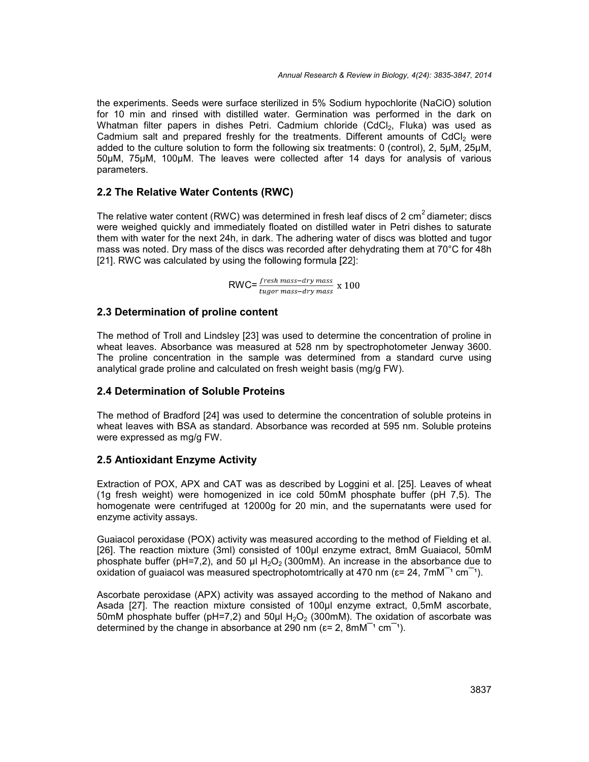the experiments. Seeds were surface sterilized in 5% Sodium hypochlorite (NaCiO) solution for 10 min and rinsed with distilled water. Germination was performed in the dark on Whatman filter papers in dishes Petri. Cadmium chloride ($CdCl_2$, Fluka) was used as Cadmium salt and prepared freshly for the treatments. Different amounts of $CdCl_2$ were added to the culture solution to form the following six treatments: 0 (control), 2, 5µM, 25µM, 50µM, 75µM, 100µM. The leaves were collected after 14 days for analysis of various parameters.

## 2.2 The Relative Water Contents (RWC)

The relative water content (RWC) was determined in fresh leaf discs of 2 $cm^2$ diameter; discs were weighed quickly and immediately floated on distilled water in Petri dishes to saturate them with water for the next 24h, in dark. The adhering water of discs was blotted and tugor mass was noted. Dry mass of the discs was recorded after dehydrating them at 70°C for 48h [21]. RWC was calculated by using the following formula [22]:

$$RWC = \frac{fresh\ mass - dry\ mass}{tugor\ mass - dry\ mass} \times 100$$

## 2.3 Determination of proline content

The method of Troll and Lindsley [23] was used to determine the concentration of proline in wheat leaves. Absorbance was measured at 528 nm by spectrophotometer Jenway 3600. The proline concentration in the sample was determined from a standard curve using analytical grade proline and calculated on fresh weight basis (mg/g FW).

## 2.4 Determination of Soluble Proteins

The method of Bradford [24] was used to determine the concentration of soluble proteins in wheat leaves with BSA as standard. Absorbance was recorded at 595 nm. Soluble proteins were expressed as mg/g FW.

## 2.5 Antioxidant Enzyme Activity

Extraction of POX, APX and CAT was as described by Loggini et al. [25]. Leaves of wheat (1g fresh weight) were homogenized in ice cold 50mM phosphate buffer (pH 7,5). The homogenate were centrifuged at 12000g for 20 min, and the supernatants were used for enzyme activity assays.

Guaiacol peroxidase (POX) activity was measured according to the method of Fielding et al. [26]. The reaction mixture (3ml) consisted of 100µl enzyme extract, 8mM Guaiacol, 50mM phosphate buffer (pH=7,2), and 50 µl $H_2O_2$ (300mM). An increase in the absorbance due to oxidation of guaiacol was measured spectrophotomtrically at 470 nm ($\varepsilon$= 24, 7$mM^{-1}$ $cm^{-1}$).

Ascorbate peroxidase (APX) activity was assayed according to the method of Nakano and Asada [27]. The reaction mixture consisted of 100µl enzyme extract, 0,5mM ascorbate, 50mM phosphate buffer (pH=7,2) and 50µl $H_2O_2$ (300mM). The oxidation of ascorbate was determined by the change in absorbance at 290 nm ($\varepsilon$= 2, 8$mM^{-1}$ $cm^{-1}$).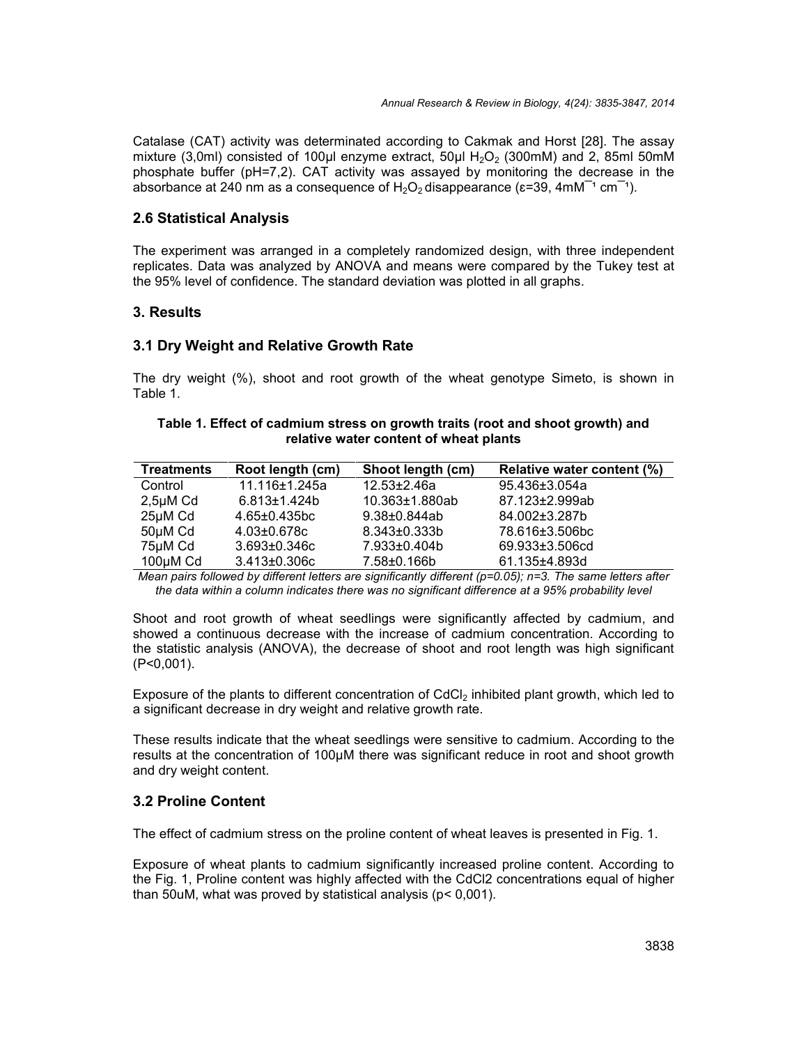Catalase (CAT) activity was determinated according to Cakmak and Horst [28]. The assay mixture (3,0ml) consisted of 100µl enzyme extract, 50µl $H_2O_2$ (300mM) and 2, 85ml 50mM phosphate buffer (pH=7,2). CAT activity was assayed by monitoring the decrease in the absorbance at 240 nm as a consequence of $H_2O_2$ disappearance (ε=39, 4mM$^{-1}$ cm$^{-1}$).

## 2.6 Statistical Analysis

The experiment was arranged in a completely randomized design, with three independent replicates. Data was analyzed by ANOVA and means were compared by the Tukey test at the 95% level of confidence. The standard deviation was plotted in all graphs.

# 3. Results

## 3.1 Dry Weight and Relative Growth Rate

The dry weight (%), shoot and root growth of the wheat genotype Simeto, is shown in Table 1.

**Table 1. Effect of cadmium stress on growth traits (root and shoot growth) and relative water content of wheat plants**

| Treatments | Root length (cm) | Shoot length (cm) | Relative water content (%) |
|---|---|---|---|
| Control | 11.116±1.245a | 12.53±2.46a | 95.436±3.054a |
| 2,5µM Cd | 6.813±1.424b | 10.363±1.880ab | 87.123±2.999ab |
| 25µM Cd | 4.65±0.435bc | 9.38±0.844ab | 84.002±3.287b |
| 50µM Cd | 4.03±0.678c | 8.343±0.333b | 78.616±3.506bc |
| 75µM Cd | 3.693±0.346c | 7.933±0.404b | 69.933±3.506cd |
| 100µM Cd | 3.413±0.306c | 7.58±0.166b | 61.135±4.893d |

*Mean pairs followed by different letters are significantly different (p=0.05); n=3. The same letters after the data within a column indicates there was no significant difference at a 95% probability level*

Shoot and root growth of wheat seedlings were significantly affected by cadmium, and showed a continuous decrease with the increase of cadmium concentration. According to the statistic analysis (ANOVA), the decrease of shoot and root length was high significant (P<0,001).

Exposure of the plants to different concentration of $CdCl_2$ inhibited plant growth, which led to a significant decrease in dry weight and relative growth rate.

These results indicate that the wheat seedlings were sensitive to cadmium. According to the results at the concentration of 100µM there was significant reduce in root and shoot growth and dry weight content.

## 3.2 Proline Content

The effect of cadmium stress on the proline content of wheat leaves is presented in Fig. 1.

Exposure of wheat plants to cadmium significantly increased proline content. According to the Fig. 1, Proline content was highly affected with the CdCl2 concentrations equal of higher than 50uM, what was proved by statistical analysis (p< 0,001).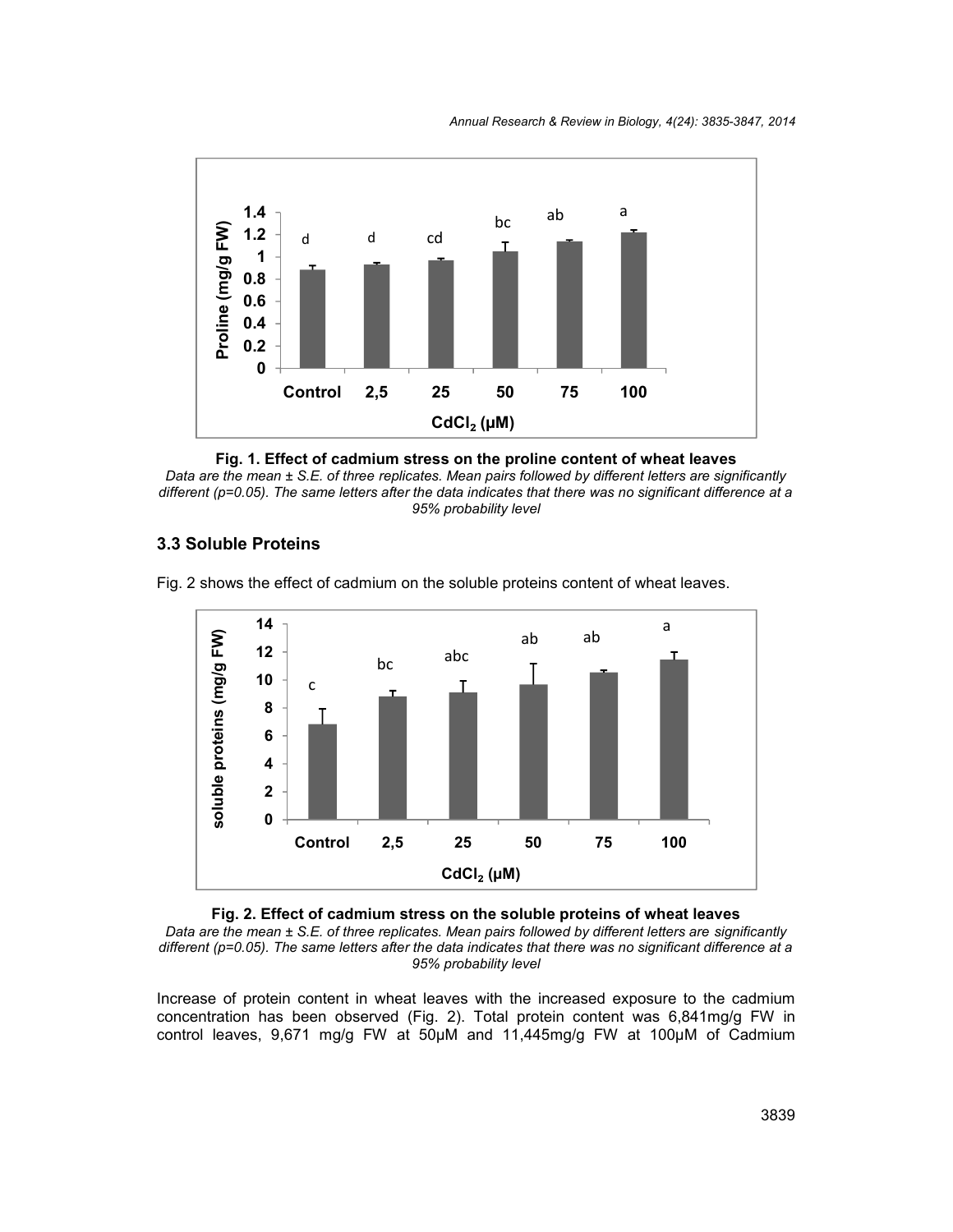**Fig. 1. Effect of cadmium stress on the proline content of wheat leaves**

*Data are the mean ± S.E. of three replicates. Mean pairs followed by different letters are significantly different (p=0.05). The same letters after the data indicates that there was no significant difference at a 95% probability level*

### 3.3 Soluble Proteins

Fig. 2 shows the effect of cadmium on the soluble proteins content of wheat leaves.

**Fig. 2. Effect of cadmium stress on the soluble proteins of wheat leaves**

*Data are the mean ± S.E. of three replicates. Mean pairs followed by different letters are significantly different (p=0.05). The same letters after the data indicates that there was no significant difference at a 95% probability level*

Increase of protein content in wheat leaves with the increased exposure to the cadmium concentration has been observed (Fig. 2). Total protein content was 6,841mg/g FW in control leaves, 9,671 mg/g FW at 50µM and 11,445mg/g FW at 100µM of Cadmium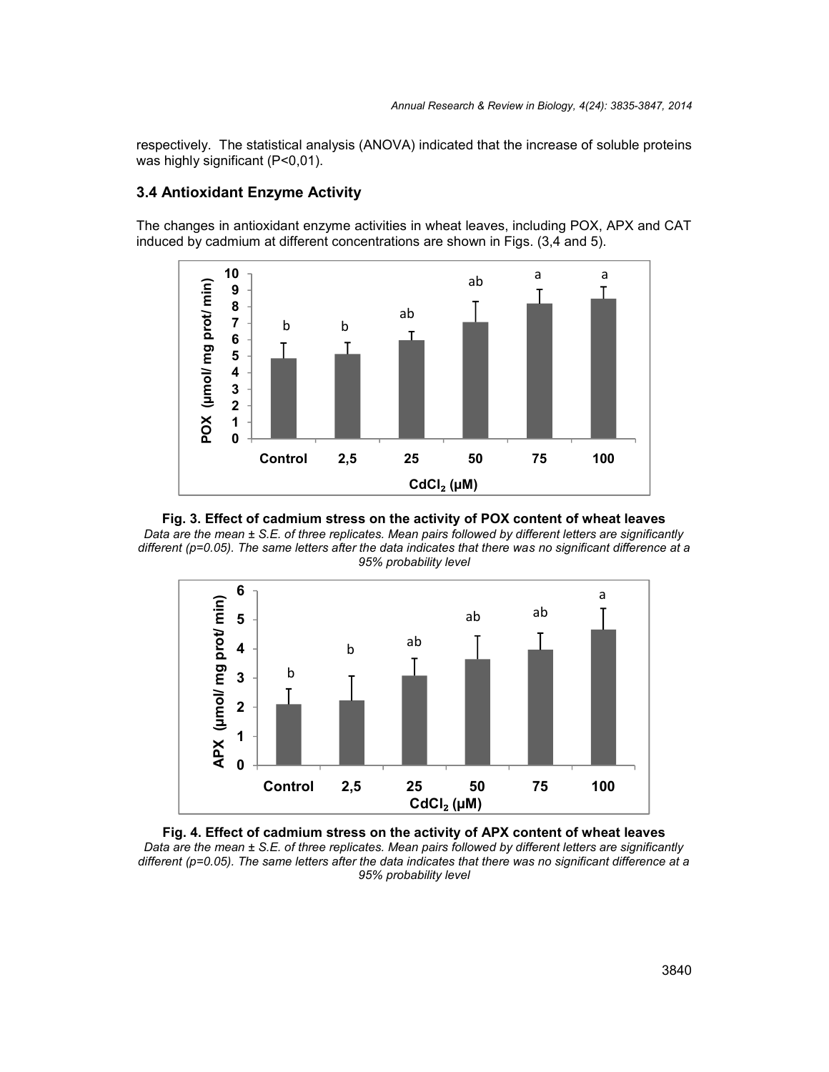respectively. The statistical analysis (ANOVA) indicated that the increase of soluble proteins was highly significant (P<0,01).

### 3.4 Antioxidant Enzyme Activity

The changes in antioxidant enzyme activities in wheat leaves, including POX, APX and CAT induced by cadmium at different concentrations are shown in Figs. (3,4 and 5).

**Fig. 3. Effect of cadmium stress on the activity of POX content of wheat leaves**

*Data are the mean ± S.E. of three replicates. Mean pairs followed by different letters are significantly different (p=0.05). The same letters after the data indicates that there was no significant difference at a 95% probability level*

**Fig. 4. Effect of cadmium stress on the activity of APX content of wheat leaves**

*Data are the mean ± S.E. of three replicates. Mean pairs followed by different letters are significantly different (p=0.05). The same letters after the data indicates that there was no significant difference at a 95% probability level*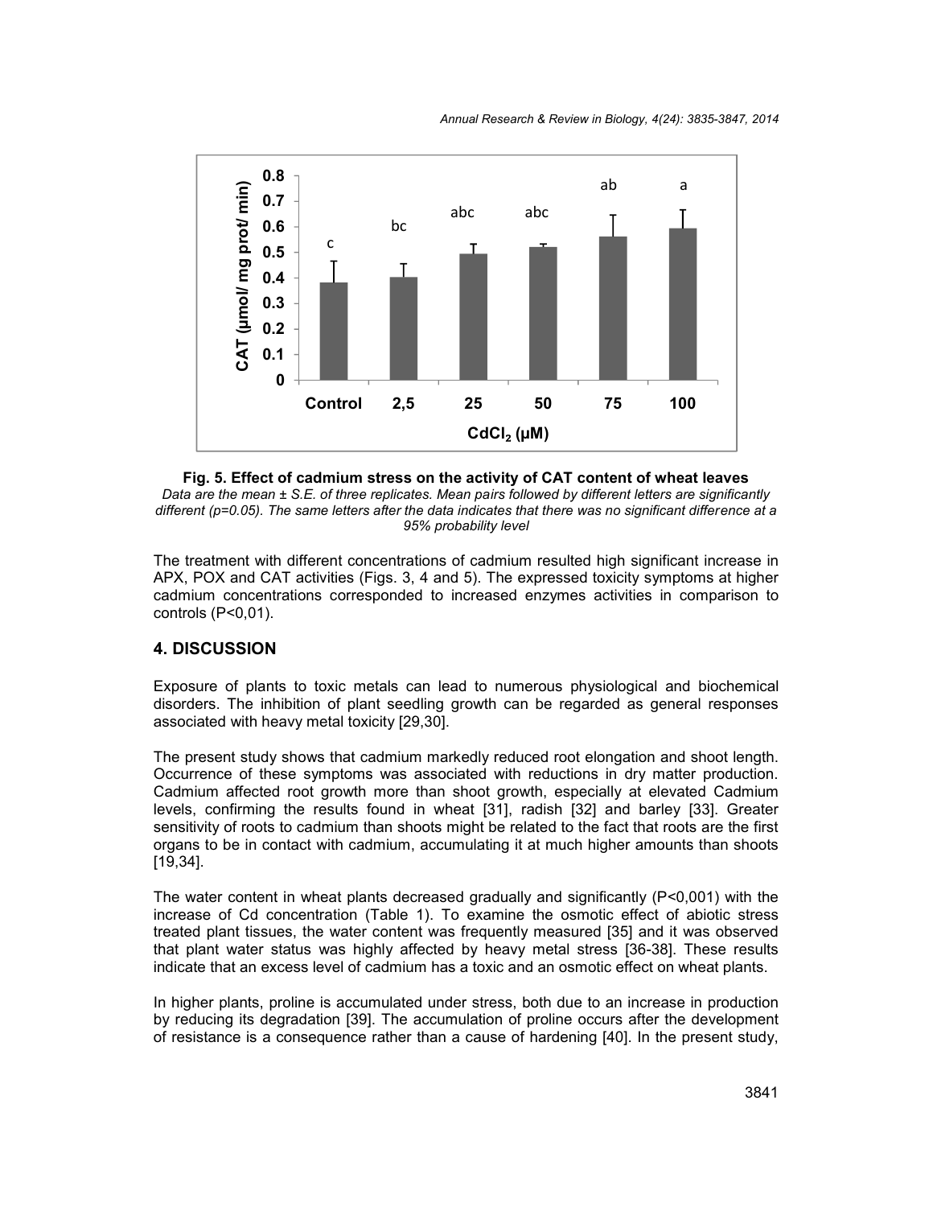**Fig. 5. Effect of cadmium stress on the activity of CAT content of wheat leaves**

*Data are the mean ± S.E. of three replicates. Mean pairs followed by different letters are significantly different (p=0.05). The same letters after the data indicates that there was no significant difference at a 95% probability level*

The treatment with different concentrations of cadmium resulted high significant increase in APX, POX and CAT activities (Figs. 3, 4 and 5). The expressed toxicity symptoms at higher cadmium concentrations corresponded to increased enzymes activities in comparison to controls (P<0,01).

## 4. DISCUSSION

Exposure of plants to toxic metals can lead to numerous physiological and biochemical disorders. The inhibition of plant seedling growth can be regarded as general responses associated with heavy metal toxicity [29,30].

The present study shows that cadmium markedly reduced root elongation and shoot length. Occurrence of these symptoms was associated with reductions in dry matter production. Cadmium affected root growth more than shoot growth, especially at elevated Cadmium levels, confirming the results found in wheat [31], radish [32] and barley [33]. Greater sensitivity of roots to cadmium than shoots might be related to the fact that roots are the first organs to be in contact with cadmium, accumulating it at much higher amounts than shoots [19,34].

The water content in wheat plants decreased gradually and significantly (P<0,001) with the increase of Cd concentration (Table 1). To examine the osmotic effect of abiotic stress treated plant tissues, the water content was frequently measured [35] and it was observed that plant water status was highly affected by heavy metal stress [36-38]. These results indicate that an excess level of cadmium has a toxic and an osmotic effect on wheat plants.

In higher plants, proline is accumulated under stress, both due to an increase in production by reducing its degradation [39]. The accumulation of proline occurs after the development of resistance is a consequence rather than a cause of hardening [40]. In the present study,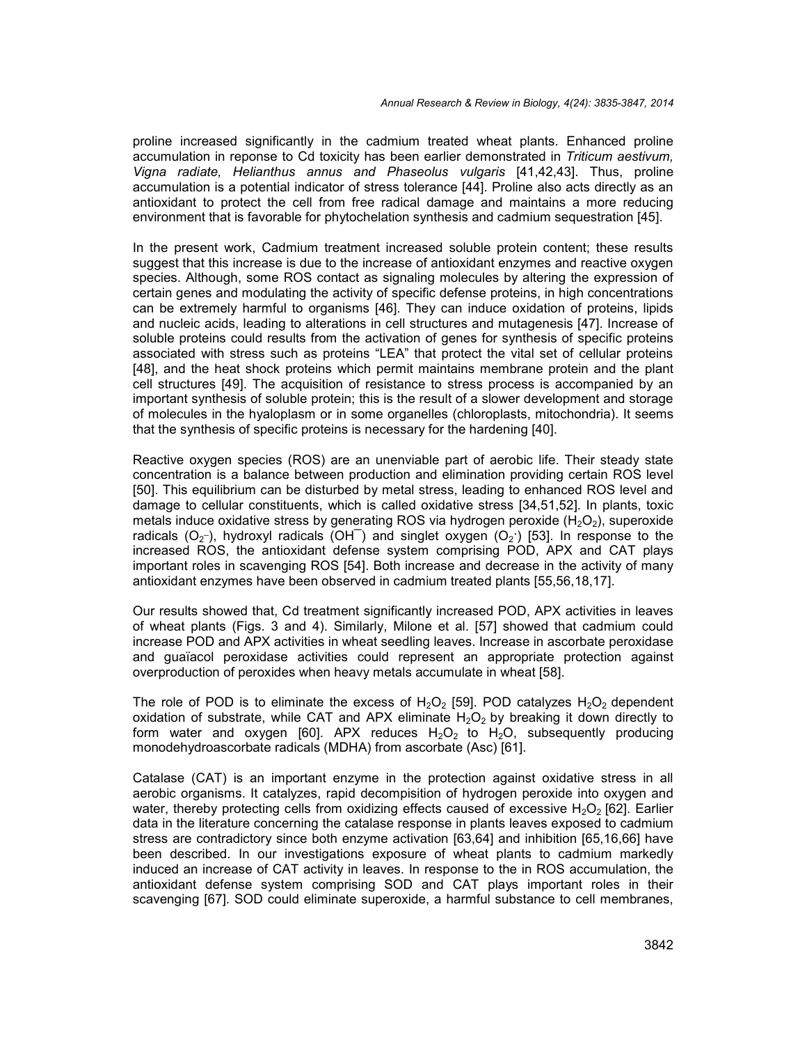proline increased significantly in the cadmium treated wheat plants. Enhanced proline accumulation in reponse to Cd toxicity has been earlier demonstrated in *Triticum aestivum, Vigna radiate, Helianthus annus and Phaseolus vulgaris* [41,42,43]. Thus, proline accumulation is a potential indicator of stress tolerance [44]. Proline also acts directly as an antioxidant to protect the cell from free radical damage and maintains a more reducing environment that is favorable for phytochelation synthesis and cadmium sequestration [45].

In the present work, Cadmium treatment increased soluble protein content; these results suggest that this increase is due to the increase of antioxidant enzymes and reactive oxygen species. Although, some ROS contact as signaling molecules by altering the expression of certain genes and modulating the activity of specific defense proteins, in high concentrations can be extremely harmful to organisms [46]. They can induce oxidation of proteins, lipids and nucleic acids, leading to alterations in cell structures and mutagenesis [47]. Increase of soluble proteins could results from the activation of genes for synthesis of specific proteins associated with stress such as proteins "LEA" that protect the vital set of cellular proteins [48], and the heat shock proteins which permit maintains membrane protein and the plant cell structures [49]. The acquisition of resistance to stress process is accompanied by an important synthesis of soluble protein; this is the result of a slower development and storage of molecules in the hyaloplasm or in some organelles (chloroplasts, mitochondria). It seems that the synthesis of specific proteins is necessary for the hardening [40].

Reactive oxygen species (ROS) are an unenviable part of aerobic life. Their steady state concentration is a balance between production and elimination providing certain ROS level [50]. This equilibrium can be disturbed by metal stress, leading to enhanced ROS level and damage to cellular constituents, which is called oxidative stress [34,51,52]. In plants, toxic metals induce oxidative stress by generating ROS via hydrogen peroxide ($H_2O_2$), superoxide radicals ($O_2^-$), hydroxyl radicals ($OH^-$) and singlet oxygen ($O_2^{\cdot}$) [53]. In response to the increased ROS, the antioxidant defense system comprising POD, APX and CAT plays important roles in scavenging ROS [54]. Both increase and decrease in the activity of many antioxidant enzymes have been observed in cadmium treated plants [55,56,18,17].

Our results showed that, Cd treatment significantly increased POD, APX activities in leaves of wheat plants (Figs. 3 and 4). Similarly, Milone et al. [57] showed that cadmium could increase POD and APX activities in wheat seedling leaves. Increase in ascorbate peroxidase and guaïacol peroxidase activities could represent an appropriate protection against overproduction of peroxides when heavy metals accumulate in wheat [58].

The role of POD is to eliminate the excess of $H_2O_2$ [59]. POD catalyzes $H_2O_2$ dependent oxidation of substrate, while CAT and APX eliminate $H_2O_2$ by breaking it down directly to form water and oxygen [60]. APX reduces $H_2O_2$ to $H_2O$, subsequently producing monodehydroascorbate radicals (MDHA) from ascorbate (Asc) [61].

Catalase (CAT) is an important enzyme in the protection against oxidative stress in all aerobic organisms. It catalyzes, rapid decompisition of hydrogen peroxide into oxygen and water, thereby protecting cells from oxidizing effects caused of excessive $H_2O_2$ [62]. Earlier data in the literature concerning the catalase response in plants leaves exposed to cadmium stress are contradictory since both enzyme activation [63,64] and inhibition [65,16,66] have been described. In our investigations exposure of wheat plants to cadmium markedly induced an increase of CAT activity in leaves. In response to the in ROS accumulation, the antioxidant defense system comprising SOD and CAT plays important roles in their scavenging [67]. SOD could eliminate superoxide, a harmful substance to cell membranes,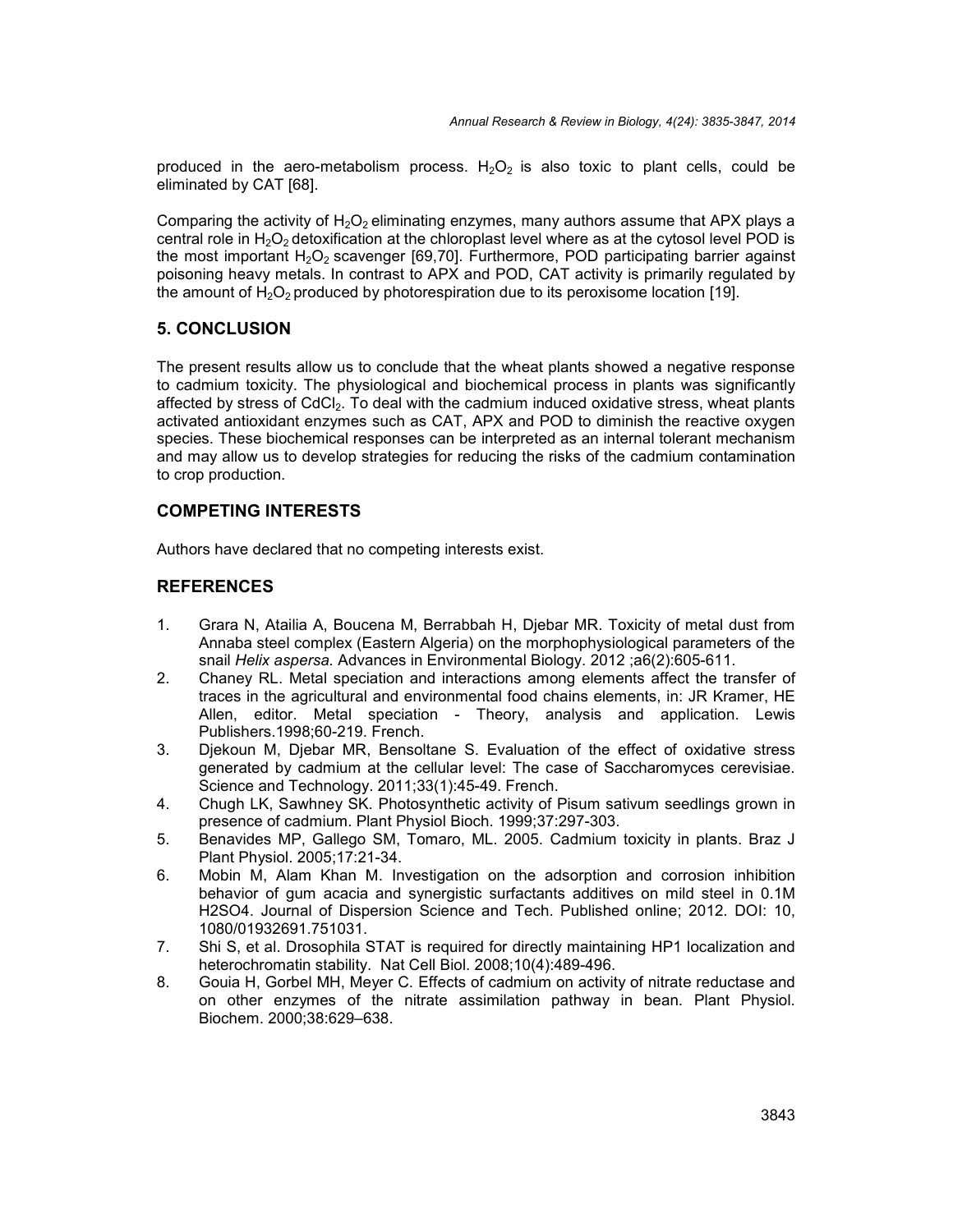produced in the aero-metabolism process. $H_2O_2$ is also toxic to plant cells, could be eliminated by CAT [68].

Comparing the activity of $H_2O_2$ eliminating enzymes, many authors assume that APX plays a central role in $H_2O_2$ detoxification at the chloroplast level where as at the cytosol level POD is the most important $H_2O_2$ scavenger [69,70]. Furthermore, POD participating barrier against poisoning heavy metals. In contrast to APX and POD, CAT activity is primarily regulated by the amount of $H_2O_2$ produced by photorespiration due to its peroxisome location [19].

## 5. CONCLUSION

The present results allow us to conclude that the wheat plants showed a negative response to cadmium toxicity. The physiological and biochemical process in plants was significantly affected by stress of $CdCl_2$. To deal with the cadmium induced oxidative stress, wheat plants activated antioxidant enzymes such as CAT, APX and POD to diminish the reactive oxygen species. These biochemical responses can be interpreted as an internal tolerant mechanism and may allow us to develop strategies for reducing the risks of the cadmium contamination to crop production.

## COMPETING INTERESTS

Authors have declared that no competing interests exist.

## REFERENCES

1. Grara N, Atailia A, Boucena M, Berrabbah H, Djebar MR. Toxicity of metal dust from Annaba steel complex (Eastern Algeria) on the morphophysiological parameters of the snail *Helix aspersa*. Advances in Environmental Biology. 2012 ;a6(2):605-611.
2. Chaney RL. Metal speciation and interactions among elements affect the transfer of traces in the agricultural and environmental food chains elements, in: JR Kramer, HE Allen, editor. Metal speciation - Theory, analysis and application. Lewis Publishers.1998;60-219. French.
3. Djekoun M, Djebar MR, Bensoltane S. Evaluation of the effect of oxidative stress generated by cadmium at the cellular level: The case of Saccharomyces cerevisiae. Science and Technology. 2011;33(1):45-49. French.
4. Chugh LK, Sawhney SK. Photosynthetic activity of Pisum sativum seedlings grown in presence of cadmium. Plant Physiol Bioch. 1999;37:297-303.
5. Benavides MP, Gallego SM, Tomaro, ML. 2005. Cadmium toxicity in plants. Braz J Plant Physiol. 2005;17:21-34.
6. Mobin M, Alam Khan M. Investigation on the adsorption and corrosion inhibition behavior of gum acacia and synergistic surfactants additives on mild steel in 0.1M H2SO4. Journal of Dispersion Science and Tech. Published online; 2012. DOI: 10, 1080/01932691.751031.
7. Shi S, et al. Drosophila STAT is required for directly maintaining HP1 localization and heterochromatin stability. Nat Cell Biol. 2008;10(4):489-496.
8. Gouia H, Gorbel MH, Meyer C. Effects of cadmium on activity of nitrate reductase and on other enzymes of the nitrate assimilation pathway in bean. Plant Physiol. Biochem. 2000;38:629–638.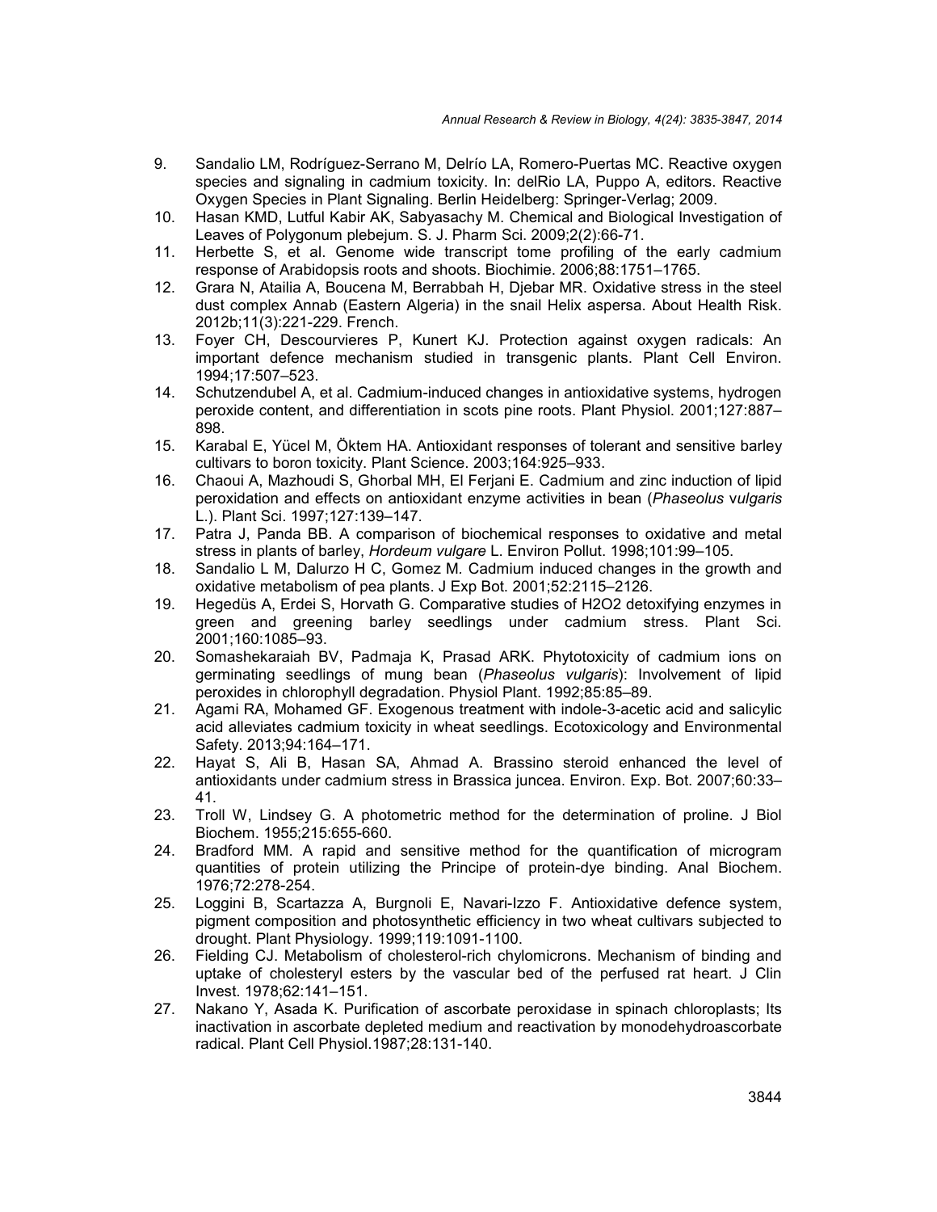9. Sandalio LM, Rodríguez-Serrano M, Delrío LA, Romero-Puertas MC. Reactive oxygen species and signaling in cadmium toxicity. In: delRio LA, Puppo A, editors. Reactive Oxygen Species in Plant Signaling. Berlin Heidelberg: Springer-Verlag; 2009.
10. Hasan KMD, Lutful Kabir AK, Sabyasachy M. Chemical and Biological Investigation of Leaves of Polygonum plebejum. S. J. Pharm Sci. 2009;2(2):66-71.
11. Herbette S, et al. Genome wide transcript tome profiling of the early cadmium response of Arabidopsis roots and shoots. Biochimie. 2006;88:1751–1765.
12. Grara N, Atailia A, Boucena M, Berrabbah H, Djebar MR. Oxidative stress in the steel dust complex Annab (Eastern Algeria) in the snail Helix aspersa. About Health Risk. 2012b;11(3):221-229. French.
13. Foyer CH, Descourvieres P, Kunert KJ. Protection against oxygen radicals: An important defence mechanism studied in transgenic plants. Plant Cell Environ. 1994;17:507–523.
14. Schutzendubel A, et al. Cadmium-induced changes in antioxidative systems, hydrogen peroxide content, and differentiation in scots pine roots. Plant Physiol. 2001;127:887–898.
15. Karabal E, Yücel M, Öktem HA. Antioxidant responses of tolerant and sensitive barley cultivars to boron toxicity. Plant Science. 2003;164:925–933.
16. Chaoui A, Mazhoudi S, Ghorbal MH, El Ferjani E. Cadmium and zinc induction of lipid peroxidation and effects on antioxidant enzyme activities in bean (*Phaseolus vulgaris* L.). Plant Sci. 1997;127:139–147.
17. Patra J, Panda BB. A comparison of biochemical responses to oxidative and metal stress in plants of barley, *Hordeum vulgare* L. Environ Pollut. 1998;101:99–105.
18. Sandalio L M, Dalurzo H C, Gomez M. Cadmium induced changes in the growth and oxidative metabolism of pea plants. J Exp Bot. 2001;52:2115–2126.
19. Hegedüs A, Erdei S, Horvath G. Comparative studies of H2O2 detoxifying enzymes in green and greening barley seedlings under cadmium stress. Plant Sci. 2001;160:1085–93.
20. Somashekaraiah BV, Padmaja K, Prasad ARK. Phytotoxicity of cadmium ions on germinating seedlings of mung bean (*Phaseolus vulgaris*): Involvement of lipid peroxides in chlorophyll degradation. Physiol Plant. 1992;85:85–89.
21. Agami RA, Mohamed GF. Exogenous treatment with indole-3-acetic acid and salicylic acid alleviates cadmium toxicity in wheat seedlings. Ecotoxicology and Environmental Safety. 2013;94:164–171.
22. Hayat S, Ali B, Hasan SA, Ahmad A. Brassino steroid enhanced the level of antioxidants under cadmium stress in Brassica juncea. Environ. Exp. Bot. 2007;60:33–41.
23. Troll W, Lindsey G. A photometric method for the determination of proline. J Biol Biochem. 1955;215:655-660.
24. Bradford MM. A rapid and sensitive method for the quantification of microgram quantities of protein utilizing the Principe of protein-dye binding. Anal Biochem. 1976;72:278-254.
25. Loggini B, Scartazza A, Burgnoli E, Navari-Izzo F. Antioxidative defence system, pigment composition and photosynthetic efficiency in two wheat cultivars subjected to drought. Plant Physiology. 1999;119:1091-1100.
26. Fielding CJ. Metabolism of cholesterol-rich chylomicrons. Mechanism of binding and uptake of cholesteryl esters by the vascular bed of the perfused rat heart. J Clin Invest. 1978;62:141–151.
27. Nakano Y, Asada K. Purification of ascorbate peroxidase in spinach chloroplasts; Its inactivation in ascorbate depleted medium and reactivation by monodehydroascorbate radical. Plant Cell Physiol.1987;28:131-140.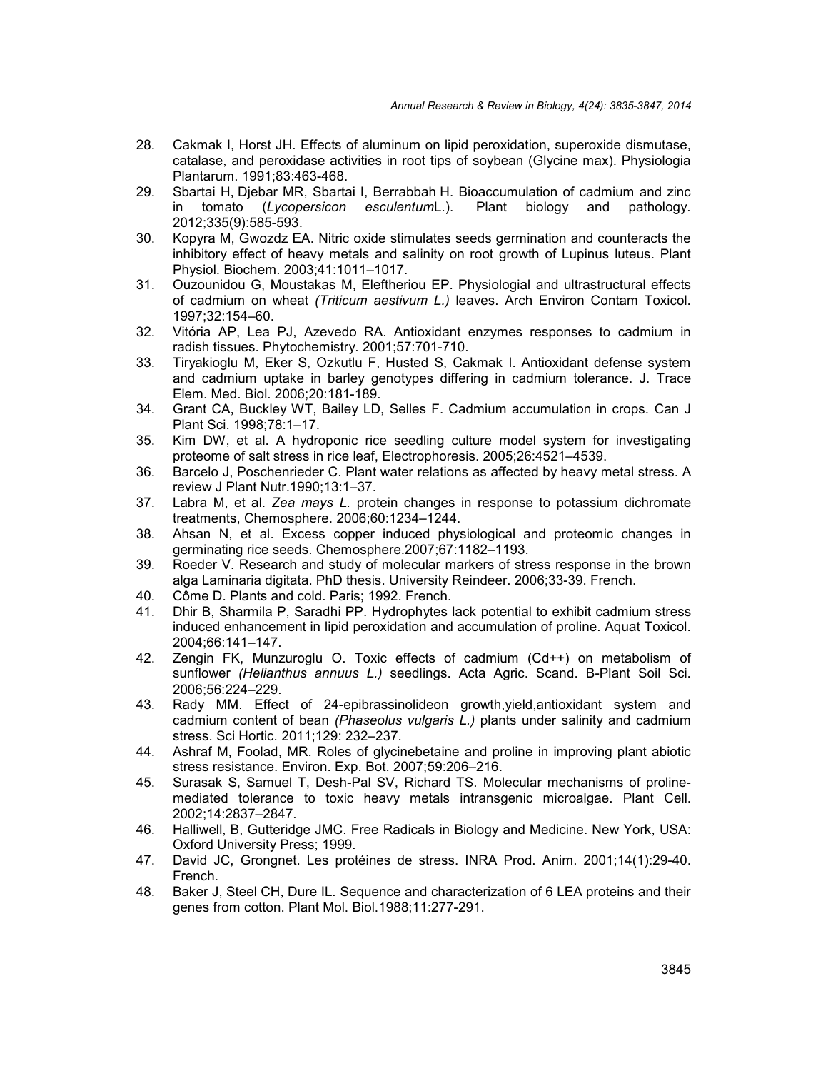28. Cakmak I, Horst JH. Effects of aluminum on lipid peroxidation, superoxide dismutase, catalase, and peroxidase activities in root tips of soybean (Glycine max). Physiologia Plantarum. 1991;83:463-468.
29. Sbartai H, Djebar MR, Sbartai I, Berrabbah H. Bioaccumulation of cadmium and zinc in tomato (*Lycopersicon esculentum*L.). Plant biology and pathology. 2012;335(9):585-593.
30. Kopyra M, Gwozdz EA. Nitric oxide stimulates seeds germination and counteracts the inhibitory effect of heavy metals and salinity on root growth of Lupinus luteus. Plant Physiol. Biochem. 2003;41:1011–1017.
31. Ouzounidou G, Moustakas M, Eleftheriou EP. Physiologial and ultrastructural effects of cadmium on wheat *(Triticum aestivum L.)* leaves. Arch Environ Contam Toxicol. 1997;32:154–60.
32. Vitória AP, Lea PJ, Azevedo RA. Antioxidant enzymes responses to cadmium in radish tissues. Phytochemistry. 2001;57:701-710.
33. Tiryakioglu M, Eker S, Ozkutlu F, Husted S, Cakmak I. Antioxidant defense system and cadmium uptake in barley genotypes differing in cadmium tolerance. J. Trace Elem. Med. Biol. 2006;20:181-189.
34. Grant CA, Buckley WT, Bailey LD, Selles F. Cadmium accumulation in crops. Can J Plant Sci. 1998;78:1–17.
35. Kim DW, et al. A hydroponic rice seedling culture model system for investigating proteome of salt stress in rice leaf, Electrophoresis. 2005;26:4521–4539.
36. Barcelo J, Poschenrieder C. Plant water relations as affected by heavy metal stress. A review J Plant Nutr.1990;13:1–37.
37. Labra M, et al. *Zea mays L.* protein changes in response to potassium dichromate treatments, Chemosphere. 2006;60:1234–1244.
38. Ahsan N, et al. Excess copper induced physiological and proteomic changes in germinating rice seeds. Chemosphere.2007;67:1182–1193.
39. Roeder V. Research and study of molecular markers of stress response in the brown alga Laminaria digitata. PhD thesis. University Reindeer. 2006;33-39. French.
40. Côme D. Plants and cold. Paris; 1992. French.
41. Dhir B, Sharmila P, Saradhi PP. Hydrophytes lack potential to exhibit cadmium stress induced enhancement in lipid peroxidation and accumulation of proline. Aquat Toxicol. 2004;66:141–147.
42. Zengin FK, Munzuroglu O. Toxic effects of cadmium (Cd++) on metabolism of sunflower *(Helianthus annuus L.)* seedlings. Acta Agric. Scand. B-Plant Soil Sci. 2006;56:224–229.
43. Rady MM. Effect of 24-epibrassinolideon growth,yield,antioxidant system and cadmium content of bean *(Phaseolus vulgaris L.)* plants under salinity and cadmium stress. Sci Hortic. 2011;129: 232–237.
44. Ashraf M, Foolad, MR. Roles of glycinebetaine and proline in improving plant abiotic stress resistance. Environ. Exp. Bot. 2007;59:206–216.
45. Surasak S, Samuel T, Desh-Pal SV, Richard TS. Molecular mechanisms of proline-mediated tolerance to toxic heavy metals intransgenic microalgae. Plant Cell. 2002;14:2837–2847.
46. Halliwell, B, Gutteridge JMC. Free Radicals in Biology and Medicine. New York, USA: Oxford University Press; 1999.
47. David JC, Grongnet. Les protéines de stress. INRA Prod. Anim. 2001;14(1):29-40. French.
48. Baker J, Steel CH, Dure IL. Sequence and characterization of 6 LEA proteins and their genes from cotton. Plant Mol. Biol.1988;11:277-291.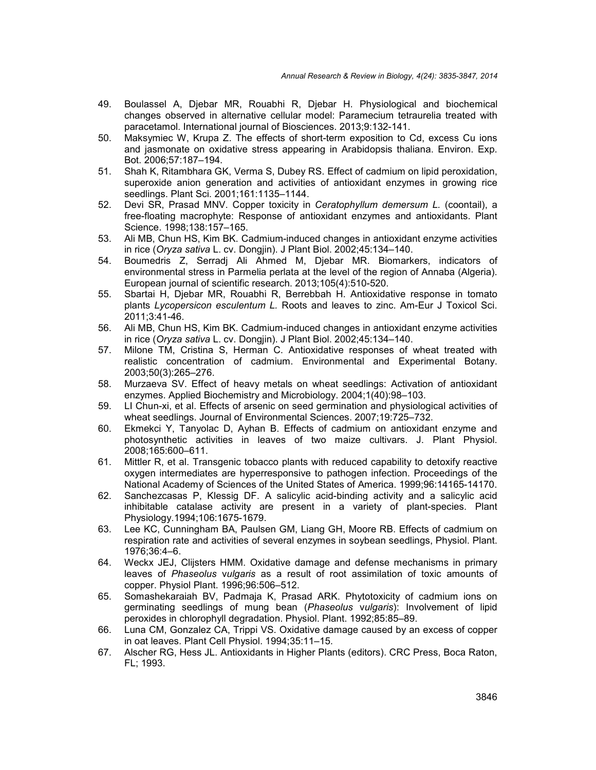49. Boulassel A, Djebar MR, Rouabhi R, Djebar H. Physiological and biochemical changes observed in alternative cellular model: Paramecium tetraurelia treated with paracetamol. International journal of Biosciences. 2013;9:132-141.
50. Maksymiec W, Krupa Z. The effects of short-term exposition to Cd, excess Cu ions and jasmonate on oxidative stress appearing in Arabidopsis thaliana. Environ. Exp. Bot. 2006;57:187–194.
51. Shah K, Ritambhara GK, Verma S, Dubey RS. Effect of cadmium on lipid peroxidation, superoxide anion generation and activities of antioxidant enzymes in growing rice seedlings. Plant Sci. 2001;161:1135–1144.
52. Devi SR, Prasad MNV. Copper toxicity in *Ceratophyllum demersum L.* (coontail), a free-floating macrophyte: Response of antioxidant enzymes and antioxidants. Plant Science. 1998;138:157–165.
53. Ali MB, Chun HS, Kim BK. Cadmium-induced changes in antioxidant enzyme activities in rice (*Oryza sativa* L. cv. Dongjin). J Plant Biol. 2002;45:134–140.
54. Boumedris Z, Serradj Ali Ahmed M, Djebar MR. Biomarkers, indicators of environmental stress in Parmelia perlata at the level of the region of Annaba (Algeria). European journal of scientific research. 2013;105(4):510-520.
55. Sbartai H, Djebar MR, Rouabhi R, Berrebbah H. Antioxidative response in tomato plants *Lycopersicon esculentum L.* Roots and leaves to zinc. Am-Eur J Toxicol Sci. 2011;3:41-46.
56. Ali MB, Chun HS, Kim BK. Cadmium-induced changes in antioxidant enzyme activities in rice (*Oryza sativa* L. cv. Dongjin). J Plant Biol. 2002;45:134–140.
57. Milone TM, Cristina S, Herman C. Antioxidative responses of wheat treated with realistic concentration of cadmium. Environmental and Experimental Botany. 2003;50(3):265–276.
58. Murzaeva SV. Effect of heavy metals on wheat seedlings: Activation of antioxidant enzymes. Applied Biochemistry and Microbiology. 2004;1(40):98–103.
59. LI Chun-xi, et al. Effects of arsenic on seed germination and physiological activities of wheat seedlings. Journal of Environmental Sciences. 2007;19:725–732.
60. Ekmekci Y, Tanyolac D, Ayhan B. Effects of cadmium on antioxidant enzyme and photosynthetic activities in leaves of two maize cultivars. J. Plant Physiol. 2008;165:600–611.
61. Mittler R, et al. Transgenic tobacco plants with reduced capability to detoxify reactive oxygen intermediates are hyperresponsive to pathogen infection. Proceedings of the National Academy of Sciences of the United States of America. 1999;96:14165-14170.
62. Sanchezcasas P, Klessig DF. A salicylic acid-binding activity and a salicylic acid inhibitable catalase activity are present in a variety of plant-species. Plant Physiology.1994;106:1675-1679.
63. Lee KC, Cunningham BA, Paulsen GM, Liang GH, Moore RB. Effects of cadmium on respiration rate and activities of several enzymes in soybean seedlings, Physiol. Plant. 1976;36:4–6.
64. Weckx JEJ, Clijsters HMM. Oxidative damage and defense mechanisms in primary leaves of *Phaseolus vulgaris* as a result of root assimilation of toxic amounts of copper. Physiol Plant. 1996;96:506–512.
65. Somashekaraiah BV, Padmaja K, Prasad ARK. Phytotoxicity of cadmium ions on germinating seedlings of mung bean (*Phaseolus vulgaris*): Involvement of lipid peroxides in chlorophyll degradation. Physiol. Plant. 1992;85:85–89.
66. Luna CM, Gonzalez CA, Trippi VS. Oxidative damage caused by an excess of copper in oat leaves. Plant Cell Physiol. 1994;35:11–15.
67. Alscher RG, Hess JL. Antioxidants in Higher Plants (editors). CRC Press, Boca Raton, FL; 1993.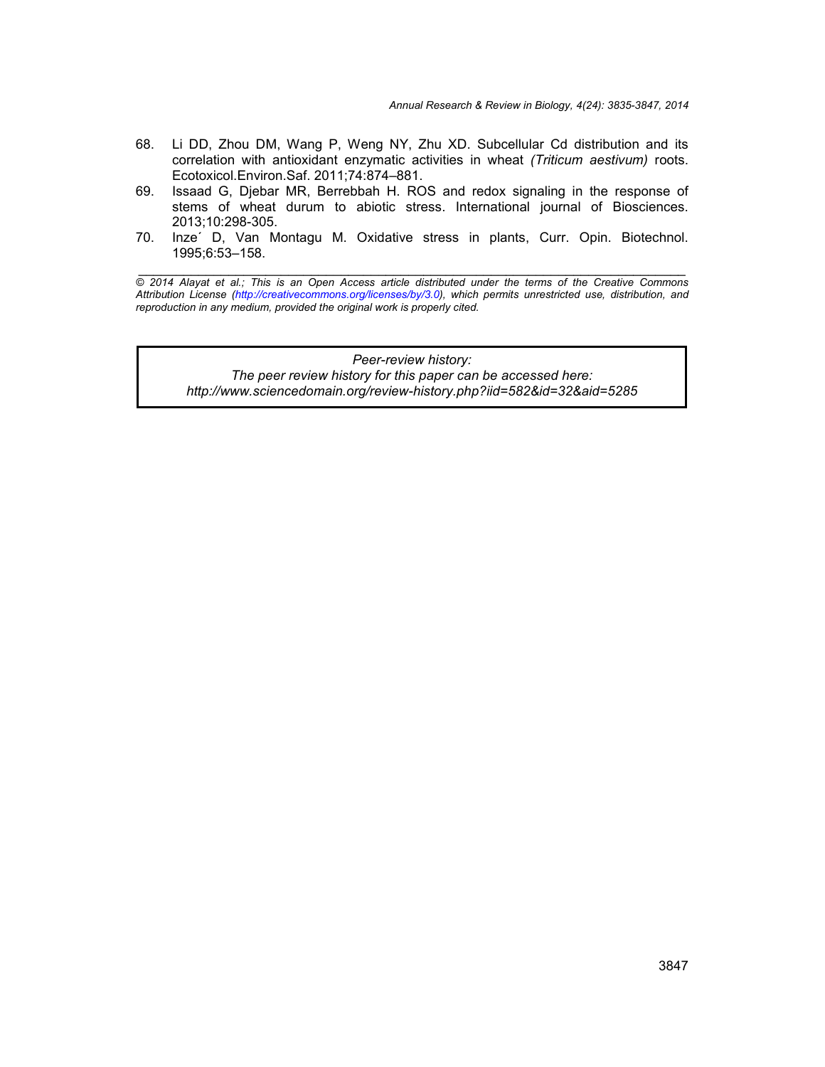68. Li DD, Zhou DM, Wang P, Weng NY, Zhu XD. Subcellular Cd distribution and its correlation with antioxidant enzymatic activities in wheat *(Triticum aestivum)* roots. Ecotoxicol.Environ.Saf. 2011;74:874–881.
69. Issaad G, Djebar MR, Berrebbah H. ROS and redox signaling in the response of stems of wheat durum to abiotic stress. International journal of Biosciences. 2013;10:298-305.
70. Inze´ D, Van Montagu M. Oxidative stress in plants, Curr. Opin. Biotechnol. 1995;6:53–158.

---

*© 2014 Alayat et al.; This is an Open Access article distributed under the terms of the Creative Commons Attribution License (http://creativecommons.org/licenses/by/3.0), which permits unrestricted use, distribution, and reproduction in any medium, provided the original work is properly cited.*

*Peer-review history:*
*The peer review history for this paper can be accessed here:*
*http://www.sciencedomain.org/review-history.php?iid=582&id=32&aid=5285*